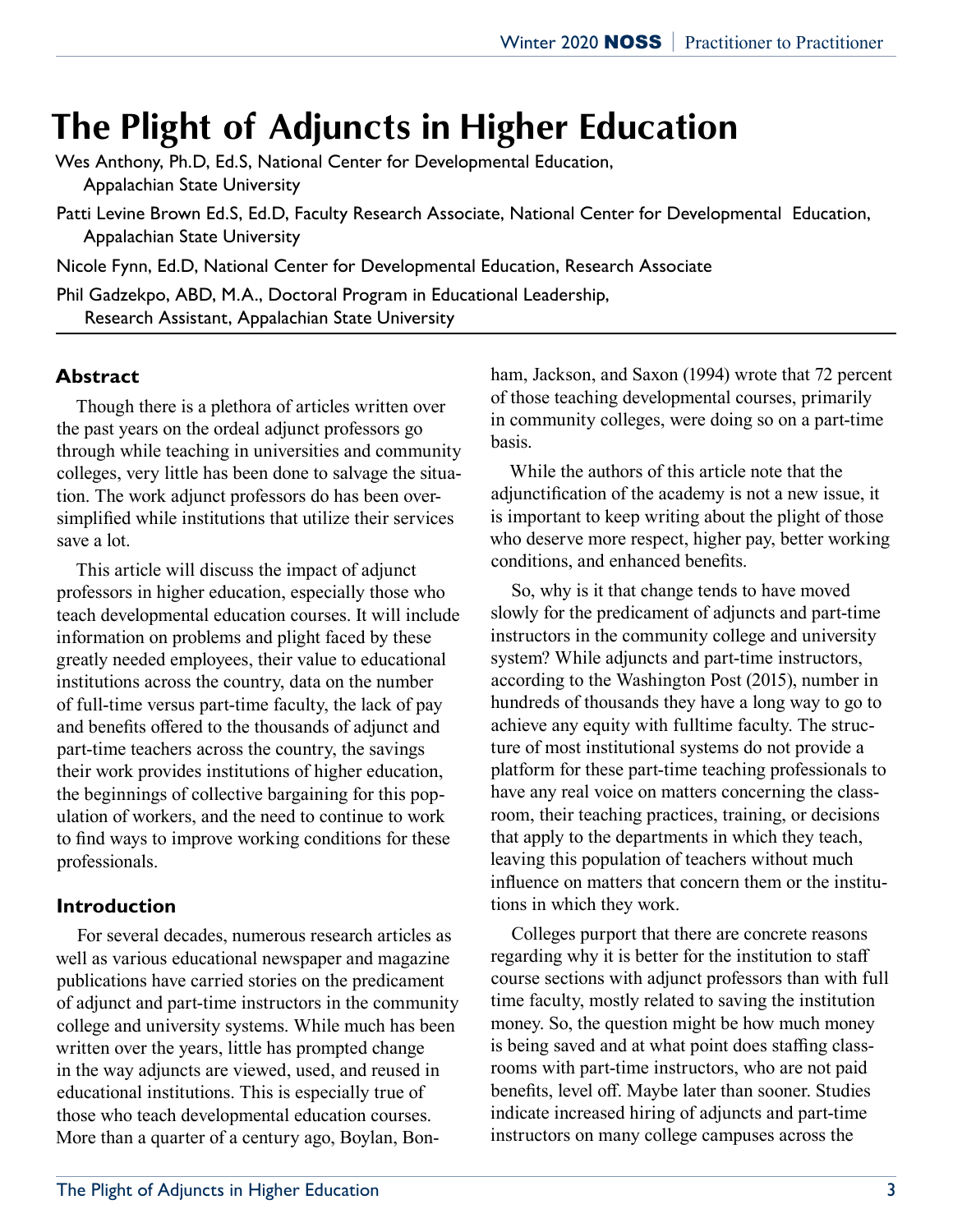# The Plight of Adjuncts in Higher Education

Wes Anthony, Ph.D, Ed.S, National Center for Developmental Education, Appalachian State University

Patti Levine Brown Ed.S, Ed.D, Faculty Research Associate, National Center for Developmental Education, Appalachian State University

Nicole Fynn, Ed.D, National Center for Developmental Education, Research Associate

Phil Gadzekpo, ABD, M.A., Doctoral Program in Educational Leadership, Research Assistant, Appalachian State University

## Abstract

Though there is a plethora of articles written over the past years on the ordeal adjunct professors go through while teaching in universities and community colleges, very little has been done to salvage the situation. The work adjunct professors do has been oversimplified while institutions that utilize their services save a lot.

This article will discuss the impact of adjunct professors in higher education, especially those who teach developmental education courses. It will include information on problems and plight faced by these greatly needed employees, their value to educational institutions across the country, data on the number of full-time versus part-time faculty, the lack of pay and benefits offered to the thousands of adjunct and part-time teachers across the country, the savings their work provides institutions of higher education, the beginnings of collective bargaining for this population of workers, and the need to continue to work to find ways to improve working conditions for these professionals.

## Introduction

For several decades, numerous research articles as well as various educational newspaper and magazine publications have carried stories on the predicament of adjunct and part-time instructors in the community college and university systems. While much has been written over the years, little has prompted change in the way adjuncts are viewed, used, and reused in educational institutions. This is especially true of those who teach developmental education courses. More than a quarter of a century ago, Boylan, Bonham, Jackson, and Saxon (1994) wrote that 72 percent of those teaching developmental courses, primarily in community colleges, were doing so on a part-time basis.

While the authors of this article note that the adjunctification of the academy is not a new issue, it is important to keep writing about the plight of those who deserve more respect, higher pay, better working conditions, and enhanced benefits.

So, why is it that change tends to have moved slowly for the predicament of adjuncts and part-time instructors in the community college and university system? While adjuncts and part-time instructors, according to the Washington Post (2015), number in hundreds of thousands they have a long way to go to achieve any equity with fulltime faculty. The structure of most institutional systems do not provide a platform for these part-time teaching professionals to have any real voice on matters concerning the classroom, their teaching practices, training, or decisions that apply to the departments in which they teach, leaving this population of teachers without much influence on matters that concern them or the institutions in which they work.

Colleges purport that there are concrete reasons regarding why it is better for the institution to staff course sections with adjunct professors than with full time faculty, mostly related to saving the institution money. So, the question might be how much money is being saved and at what point does staffing classrooms with part-time instructors, who are not paid benefits, level off. Maybe later than sooner. Studies indicate increased hiring of adjuncts and part-time instructors on many college campuses across the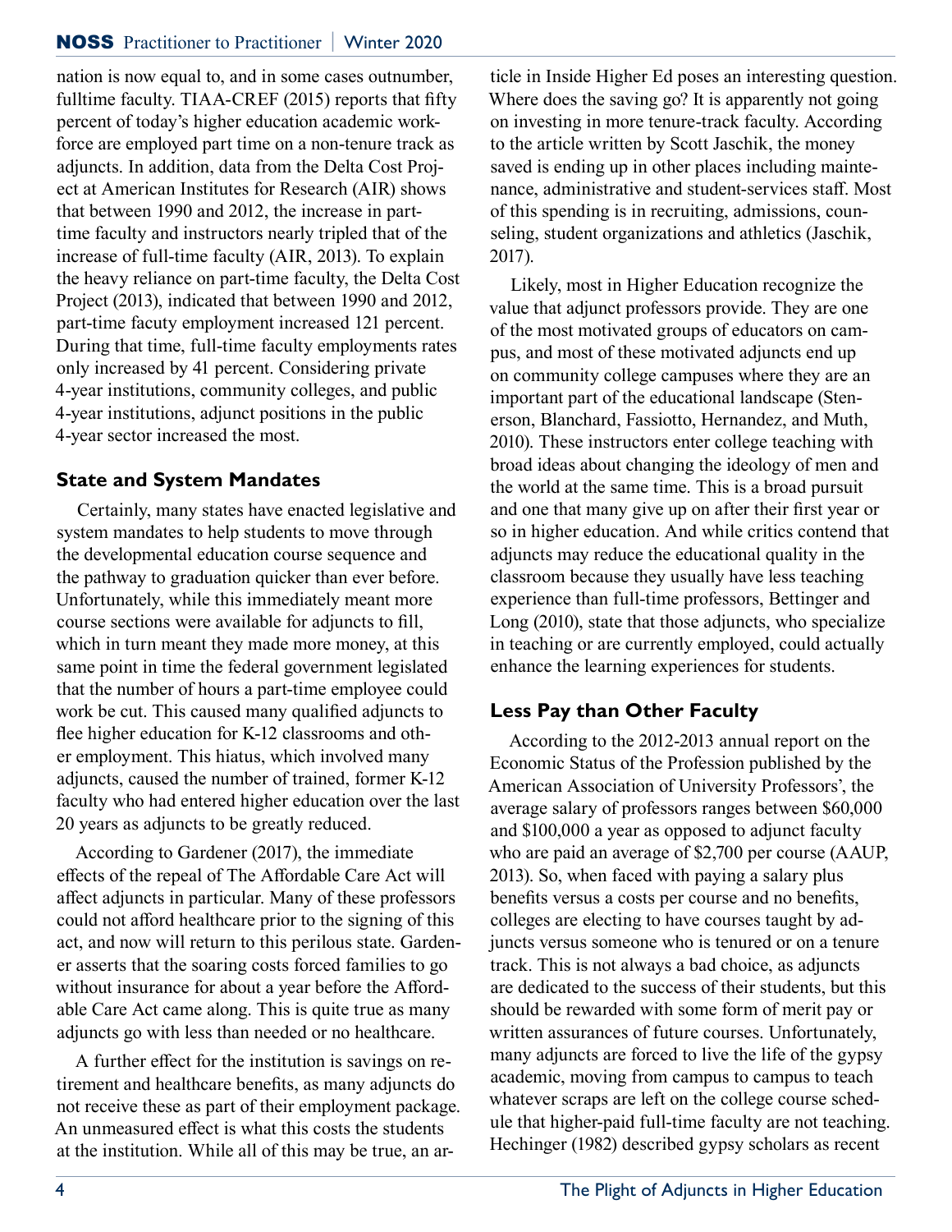nation is now equal to, and in some cases outnumber, fulltime faculty. TIAA-CREF (2015) reports that fifty percent of today's higher education academic workforce are employed part time on a non-tenure track as adjuncts. In addition, data from the Delta Cost Project at American Institutes for Research (AIR) shows that between 1990 and 2012, the increase in part-time faculty and instructors nearly tripled that of the increase of full-time faculty (AIR, 2013). To explain the heavy reliance on part-time faculty, the Delta Cost Project (2013), indicated that between 1990 and 2012, part-time facuty employment increased 121 percent. During that time, full-time faculty employments rates only increased by 41 percent. Considering private 4-year institutions, community colleges, and public 4-year institutions, adjunct positions in the public 4-year sector increased the most.

### State and System Mandates

Certainly, many states have enacted legislative and system mandates to help students to move through the developmental education course sequence and the pathway to graduation quicker than ever before. Unfortunately, while this immediately meant more course sections were available for adjuncts to fill, which in turn meant they made more money, at this same point in time the federal government legislated that the number of hours a part-time employee could work be cut. This caused many qualified adjuncts to flee higher education for K-12 classrooms and other employment. This hiatus, which involved many adjuncts, caused the number of trained, former K-12 faculty who had entered higher education over the last 20 years as adjuncts to be greatly reduced.

According to Gardener (2017), the immediate effects of the repeal of The Affordable Care Act will affect adjuncts in particular. Many of these professors could not afford healthcare prior to the signing of this act, and now will return to this perilous state. Gardener asserts that the soaring costs forced families to go without insurance for about a year before the Affordable Care Act came along. This is quite true as many adjuncts go with less than needed or no healthcare.

A further effect for the institution is savings on retirement and healthcare benefits, as many adjuncts do not receive these as part of their employment package. An unmeasured effect is what this costs the students at the institution. While all of this may be true, an article in Inside Higher Ed poses an interesting question. Where does the saving go? It is apparently not going on investing in more tenure-track faculty. According to the article written by Scott Jaschik, the money saved is ending up in other places including maintenance, administrative and student-services staff. Most of this spending is in recruiting, admissions, counseling, student organizations and athletics (Jaschik, 2017).

Likely, most in Higher Education recognize the value that adjunct professors provide. They are one of the most motivated groups of educators on campus, and most of these motivated adjuncts end up on community college campuses where they are an important part of the educational landscape (Stenerson, Blanchard, Fassiotto, Hernandez, and Muth, 2010). These instructors enter college teaching with broad ideas about changing the ideology of men and the world at the same time. This is a broad pursuit and one that many give up on after their first year or so in higher education. And while critics contend that adjuncts may reduce the educational quality in the classroom because they usually have less teaching experience than full-time professors, Bettinger and Long (2010), state that those adjuncts, who specialize in teaching or are currently employed, could actually enhance the learning experiences for students.

### Less Pay than Other Faculty

According to the 2012-2013 annual report on the Economic Status of the Profession published by the American Association of University Professors', the average salary of professors ranges between $60,000 and $100,000 a year as opposed to adjunct faculty who are paid an average of $2,700 per course (AAUP, 2013). So, when faced with paying a salary plus benefits versus a costs per course and no benefits, colleges are electing to have courses taught by adjuncts versus someone who is tenured or on a tenure track. This is not always a bad choice, as adjuncts are dedicated to the success of their students, but this should be rewarded with some form of merit pay or written assurances of future courses. Unfortunately, many adjuncts are forced to live the life of the gypsy academic, moving from campus to campus to teach whatever scraps are left on the college course schedule that higher-paid full-time faculty are not teaching. Hechinger (1982) described gypsy scholars as recent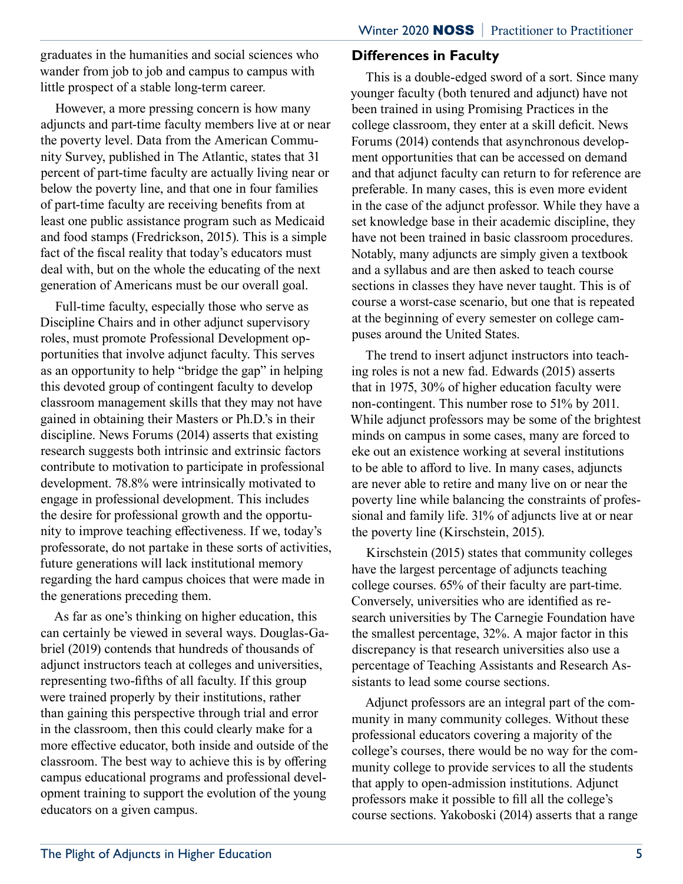graduates in the humanities and social sciences who wander from job to job and campus to campus with little prospect of a stable long-term career.

However, a more pressing concern is how many adjuncts and part-time faculty members live at or near the poverty level. Data from the American Community Survey, published in The Atlantic, states that 31 percent of part-time faculty are actually living near or below the poverty line, and that one in four families of part-time faculty are receiving benefits from at least one public assistance program such as Medicaid and food stamps (Fredrickson, 2015). This is a simple fact of the fiscal reality that today's educators must deal with, but on the whole the educating of the next generation of Americans must be our overall goal.

Full-time faculty, especially those who serve as Discipline Chairs and in other adjunct supervisory roles, must promote Professional Development opportunities that involve adjunct faculty. This serves as an opportunity to help "bridge the gap" in helping this devoted group of contingent faculty to develop classroom management skills that they may not have gained in obtaining their Masters or Ph.D.'s in their discipline. News Forums (2014) asserts that existing research suggests both intrinsic and extrinsic factors contribute to motivation to participate in professional development. 78.8% were intrinsically motivated to engage in professional development. This includes the desire for professional growth and the opportunity to improve teaching effectiveness. If we, today's professorate, do not partake in these sorts of activities, future generations will lack institutional memory regarding the hard campus choices that were made in the generations preceding them.

As far as one's thinking on higher education, this can certainly be viewed in several ways. Douglas-Gabriel (2019) contends that hundreds of thousands of adjunct instructors teach at colleges and universities, representing two-fifths of all faculty. If this group were trained properly by their institutions, rather than gaining this perspective through trial and error in the classroom, then this could clearly make for a more effective educator, both inside and outside of the classroom. The best way to achieve this is by offering campus educational programs and professional development training to support the evolution of the young educators on a given campus.

## Differences in Faculty

This is a double-edged sword of a sort. Since many younger faculty (both tenured and adjunct) have not been trained in using Promising Practices in the college classroom, they enter at a skill deficit. News Forums (2014) contends that asynchronous development opportunities that can be accessed on demand and that adjunct faculty can return to for reference are preferable. In many cases, this is even more evident in the case of the adjunct professor. While they have a set knowledge base in their academic discipline, they have not been trained in basic classroom procedures. Notably, many adjuncts are simply given a textbook and a syllabus and are then asked to teach course sections in classes they have never taught. This is of course a worst-case scenario, but one that is repeated at the beginning of every semester on college campuses around the United States.

The trend to insert adjunct instructors into teaching roles is not a new fad. Edwards (2015) asserts that in 1975, 30% of higher education faculty were non-contingent. This number rose to 51% by 2011. While adjunct professors may be some of the brightest minds on campus in some cases, many are forced to eke out an existence working at several institutions to be able to afford to live. In many cases, adjuncts are never able to retire and many live on or near the poverty line while balancing the constraints of professional and family life. 31% of adjuncts live at or near the poverty line (Kirschstein, 2015).

Kirschstein (2015) states that community colleges have the largest percentage of adjuncts teaching college courses. 65% of their faculty are part-time. Conversely, universities who are identified as research universities by The Carnegie Foundation have the smallest percentage, 32%. A major factor in this discrepancy is that research universities also use a percentage of Teaching Assistants and Research Assistants to lead some course sections.

Adjunct professors are an integral part of the community in many community colleges. Without these professional educators covering a majority of the college's courses, there would be no way for the community college to provide services to all the students that apply to open-admission institutions. Adjunct professors make it possible to fill all the college's course sections. Yakoboski (2014) asserts that a range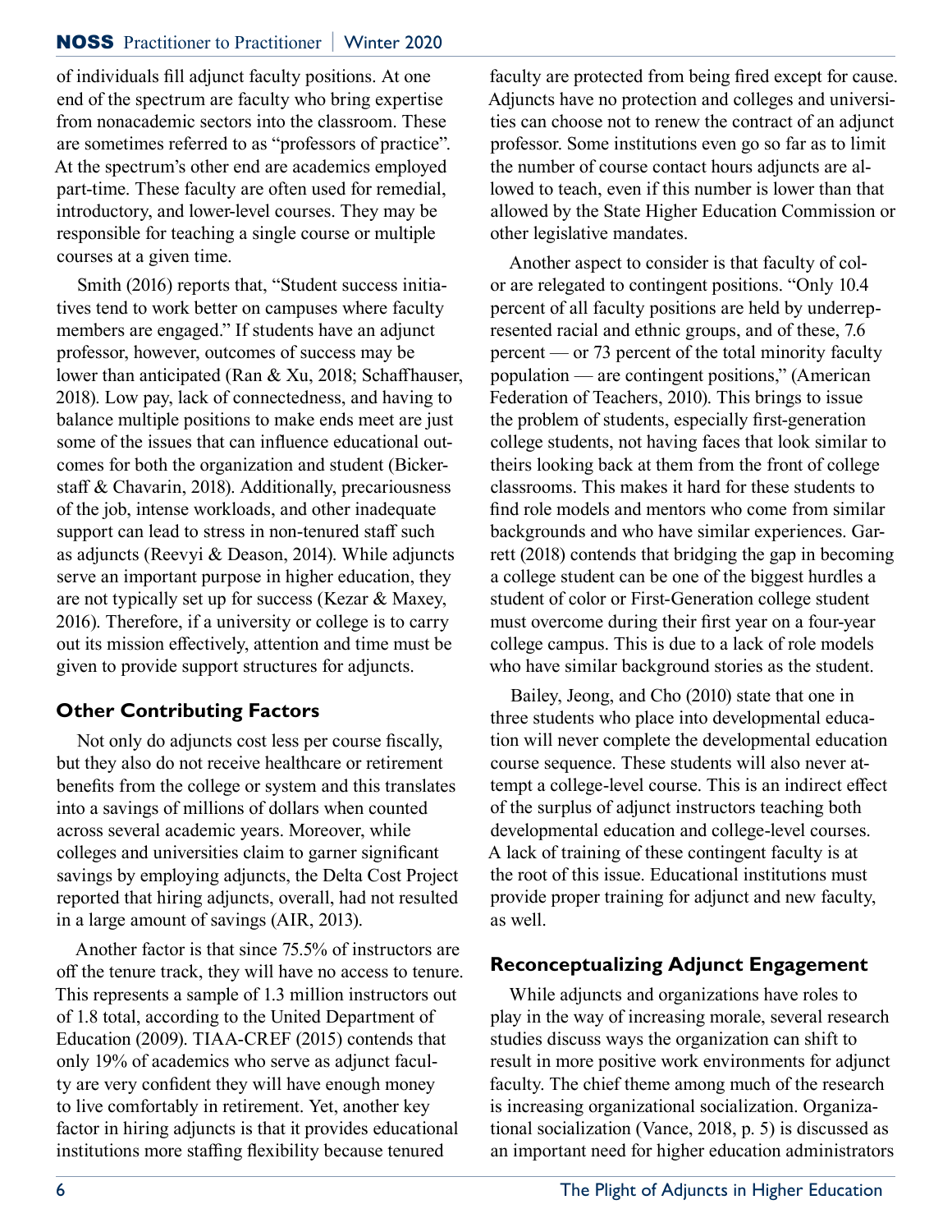of individuals fill adjunct faculty positions. At one end of the spectrum are faculty who bring expertise from nonacademic sectors into the classroom. These are sometimes referred to as "professors of practice". At the spectrum's other end are academics employed part-time. These faculty are often used for remedial, introductory, and lower-level courses. They may be responsible for teaching a single course or multiple courses at a given time.

Smith (2016) reports that, "Student success initiatives tend to work better on campuses where faculty members are engaged." If students have an adjunct professor, however, outcomes of success may be lower than anticipated (Ran & Xu, 2018; Schaffhauser, 2018). Low pay, lack of connectedness, and having to balance multiple positions to make ends meet are just some of the issues that can influence educational outcomes for both the organization and student (Bickerstaff & Chavarin, 2018). Additionally, precariousness of the job, intense workloads, and other inadequate support can lead to stress in non-tenured staff such as adjuncts (Reevyi & Deason, 2014). While adjuncts serve an important purpose in higher education, they are not typically set up for success (Kezar & Maxey, 2016). Therefore, if a university or college is to carry out its mission effectively, attention and time must be given to provide support structures for adjuncts.

## Other Contributing Factors

Not only do adjuncts cost less per course fiscally, but they also do not receive healthcare or retirement benefits from the college or system and this translates into a savings of millions of dollars when counted across several academic years. Moreover, while colleges and universities claim to garner significant savings by employing adjuncts, the Delta Cost Project reported that hiring adjuncts, overall, had not resulted in a large amount of savings (AIR, 2013).

Another factor is that since 75.5% of instructors are off the tenure track, they will have no access to tenure. This represents a sample of 1.3 million instructors out of 1.8 total, according to the United Department of Education (2009). TIAA-CREF (2015) contends that only 19% of academics who serve as adjunct faculty are very confident they will have enough money to live comfortably in retirement. Yet, another key factor in hiring adjuncts is that it provides educational institutions more staffing flexibility because tenured faculty are protected from being fired except for cause. Adjuncts have no protection and colleges and universities can choose not to renew the contract of an adjunct professor. Some institutions even go so far as to limit the number of course contact hours adjuncts are allowed to teach, even if this number is lower than that allowed by the State Higher Education Commission or other legislative mandates.

Another aspect to consider is that faculty of color are relegated to contingent positions. "Only 10.4 percent of all faculty positions are held by underrepresented racial and ethnic groups, and of these, 7.6 percent — or 73 percent of the total minority faculty population — are contingent positions," (American Federation of Teachers, 2010). This brings to issue the problem of students, especially first-generation college students, not having faces that look similar to theirs looking back at them from the front of college classrooms. This makes it hard for these students to find role models and mentors who come from similar backgrounds and who have similar experiences. Garrett (2018) contends that bridging the gap in becoming a college student can be one of the biggest hurdles a student of color or First-Generation college student must overcome during their first year on a four-year college campus. This is due to a lack of role models who have similar background stories as the student.

Bailey, Jeong, and Cho (2010) state that one in three students who place into developmental education will never complete the developmental education course sequence. These students will also never attempt a college-level course. This is an indirect effect of the surplus of adjunct instructors teaching both developmental education and college-level courses. A lack of training of these contingent faculty is at the root of this issue. Educational institutions must provide proper training for adjunct and new faculty, as well.

## Reconceptualizing Adjunct Engagement

While adjuncts and organizations have roles to play in the way of increasing morale, several research studies discuss ways the organization can shift to result in more positive work environments for adjunct faculty. The chief theme among much of the research is increasing organizational socialization. Organizational socialization (Vance, 2018, p. 5) is discussed as an important need for higher education administrators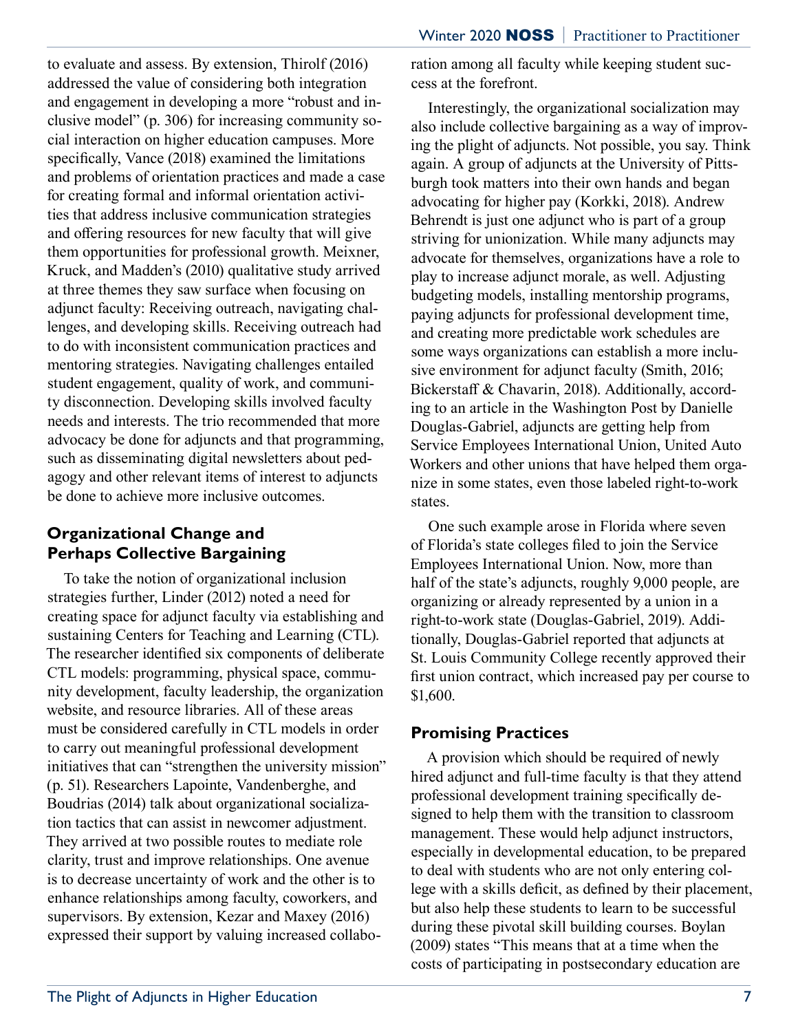to evaluate and assess. By extension, Thirolf (2016) addressed the value of considering both integration and engagement in developing a more "robust and inclusive model" (p. 306) for increasing community social interaction on higher education campuses. More specifically, Vance (2018) examined the limitations and problems of orientation practices and made a case for creating formal and informal orientation activities that address inclusive communication strategies and offering resources for new faculty that will give them opportunities for professional growth. Meixner, Kruck, and Madden's (2010) qualitative study arrived at three themes they saw surface when focusing on adjunct faculty: Receiving outreach, navigating challenges, and developing skills. Receiving outreach had to do with inconsistent communication practices and mentoring strategies. Navigating challenges entailed student engagement, quality of work, and community disconnection. Developing skills involved faculty needs and interests. The trio recommended that more advocacy be done for adjuncts and that programming, such as disseminating digital newsletters about pedagogy and other relevant items of interest to adjuncts be done to achieve more inclusive outcomes.

## Organizational Change and Perhaps Collective Bargaining

To take the notion of organizational inclusion strategies further, Linder (2012) noted a need for creating space for adjunct faculty via establishing and sustaining Centers for Teaching and Learning (CTL). The researcher identified six components of deliberate CTL models: programming, physical space, community development, faculty leadership, the organization website, and resource libraries. All of these areas must be considered carefully in CTL models in order to carry out meaningful professional development initiatives that can "strengthen the university mission" (p. 51). Researchers Lapointe, Vandenberghe, and Boudrias (2014) talk about organizational socialization tactics that can assist in newcomer adjustment. They arrived at two possible routes to mediate role clarity, trust and improve relationships. One avenue is to decrease uncertainty of work and the other is to enhance relationships among faculty, coworkers, and supervisors. By extension, Kezar and Maxey (2016) expressed their support by valuing increased collaboration among all faculty while keeping student success at the forefront.

Interestingly, the organizational socialization may also include collective bargaining as a way of improving the plight of adjuncts. Not possible, you say. Think again. A group of adjuncts at the University of Pittsburgh took matters into their own hands and began advocating for higher pay (Korkki, 2018). Andrew Behrendt is just one adjunct who is part of a group striving for unionization. While many adjuncts may advocate for themselves, organizations have a role to play to increase adjunct morale, as well. Adjusting budgeting models, installing mentorship programs, paying adjuncts for professional development time, and creating more predictable work schedules are some ways organizations can establish a more inclusive environment for adjunct faculty (Smith, 2016; Bickerstaff & Chavarin, 2018). Additionally, according to an article in the Washington Post by Danielle Douglas-Gabriel, adjuncts are getting help from Service Employees International Union, United Auto Workers and other unions that have helped them organize in some states, even those labeled right-to-work states.

One such example arose in Florida where seven of Florida's state colleges filed to join the Service Employees International Union. Now, more than half of the state's adjuncts, roughly 9,000 people, are organizing or already represented by a union in a right-to-work state (Douglas-Gabriel, 2019). Additionally, Douglas-Gabriel reported that adjuncts at St. Louis Community College recently approved their first union contract, which increased pay per course to $1,600.

## Promising Practices

A provision which should be required of newly hired adjunct and full-time faculty is that they attend professional development training specifically designed to help them with the transition to classroom management. These would help adjunct instructors, especially in developmental education, to be prepared to deal with students who are not only entering college with a skills deficit, as defined by their placement, but also help these students to learn to be successful during these pivotal skill building courses. Boylan (2009) states "This means that at a time when the costs of participating in postsecondary education are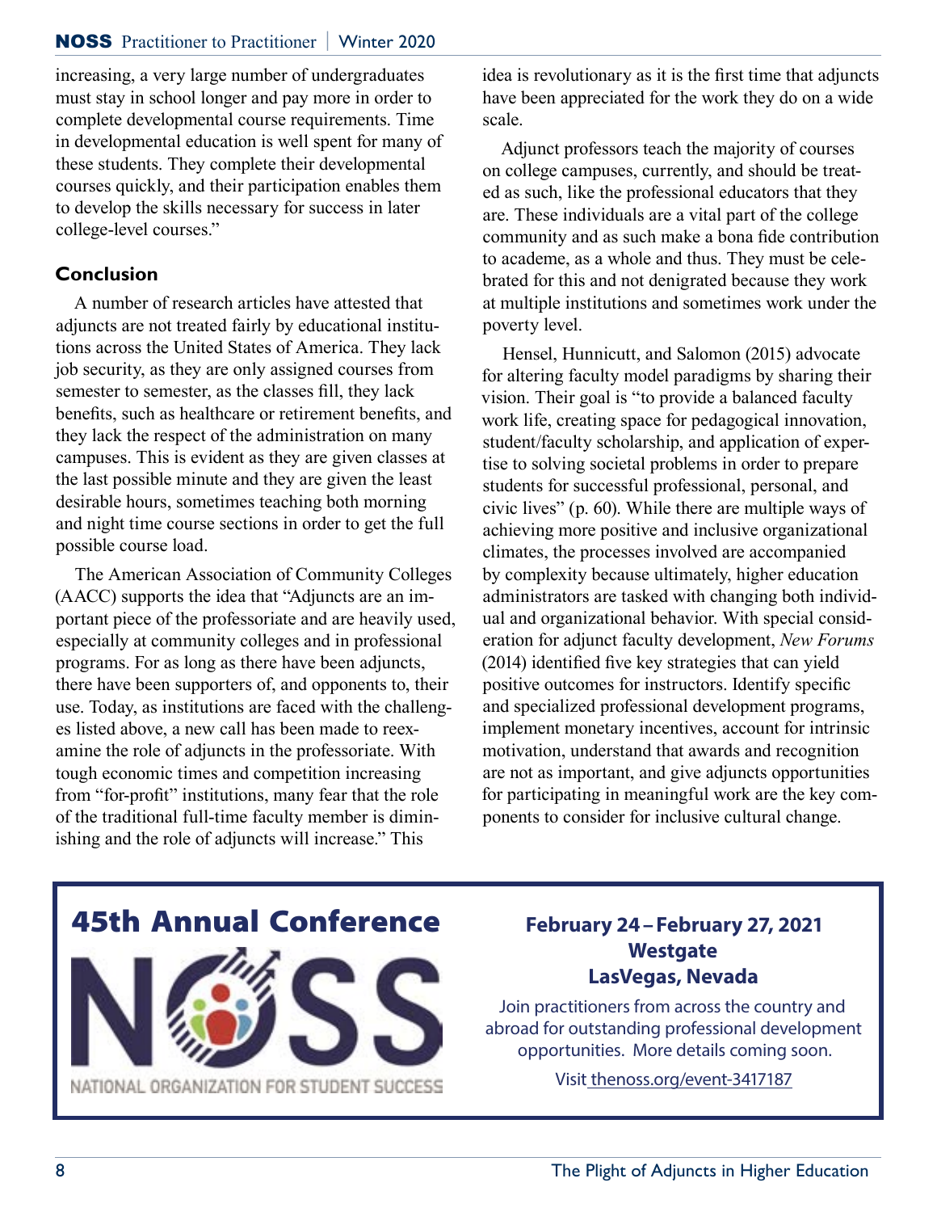increasing, a very large number of undergraduates must stay in school longer and pay more in order to complete developmental course requirements. Time in developmental education is well spent for many of these students. They complete their developmental courses quickly, and their participation enables them to develop the skills necessary for success in later college-level courses."

## Conclusion

A number of research articles have attested that adjuncts are not treated fairly by educational institutions across the United States of America. They lack job security, as they are only assigned courses from semester to semester, as the classes fill, they lack benefits, such as healthcare or retirement benefits, and they lack the respect of the administration on many campuses. This is evident as they are given classes at the last possible minute and they are given the least desirable hours, sometimes teaching both morning and night time course sections in order to get the full possible course load.

The American Association of Community Colleges (AACC) supports the idea that "Adjuncts are an important piece of the professoriate and are heavily used, especially at community colleges and in professional programs. For as long as there have been adjuncts, there have been supporters of, and opponents to, their use. Today, as institutions are faced with the challenges listed above, a new call has been made to reexamine the role of adjuncts in the professoriate. With tough economic times and competition increasing from "for-profit" institutions, many fear that the role of the traditional full-time faculty member is diminishing and the role of adjuncts will increase." This idea is revolutionary as it is the first time that adjuncts have been appreciated for the work they do on a wide scale.

Adjunct professors teach the majority of courses on college campuses, currently, and should be treated as such, like the professional educators that they are. These individuals are a vital part of the college community and as such make a bona fide contribution to academe, as a whole and thus. They must be celebrated for this and not denigrated because they work at multiple institutions and sometimes work under the poverty level.

Hensel, Hunnicutt, and Salomon (2015) advocate for altering faculty model paradigms by sharing their vision. Their goal is "to provide a balanced faculty work life, creating space for pedagogical innovation, student/faculty scholarship, and application of expertise to solving societal problems in order to prepare students for successful professional, personal, and civic lives" (p. 60). While there are multiple ways of achieving more positive and inclusive organizational climates, the processes involved are accompanied by complexity because ultimately, higher education administrators are tasked with changing both individual and organizational behavior. With special consideration for adjunct faculty development, *New Forums* (2014) identified five key strategies that can yield positive outcomes for instructors. Identify specific and specialized professional development programs, implement monetary incentives, account for intrinsic motivation, understand that awards and recognition are not as important, and give adjuncts opportunities for participating in meaningful work are the key components to consider for inclusive cultural change.

## 45th Annual Conference

NOSS

NATIONAL ORGANIZATION FOR STUDENT SUCCESS

**February 24 – February 27, 2021**
**Westgate**
**LasVegas, Nevada**

Join practitioners from across the country and abroad for outstanding professional development opportunities. More details coming soon.

Visit thenoss.org/event-3417187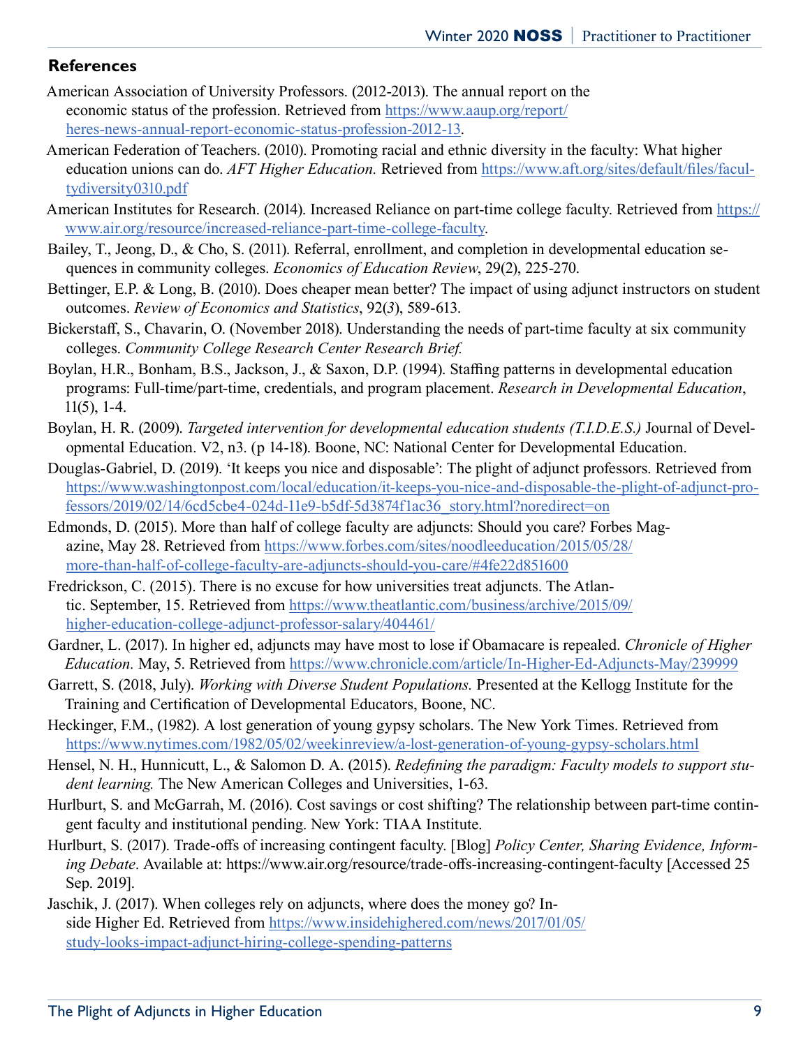## References

American Association of University Professors. (2012-2013). The annual report on the economic status of the profession. Retrieved from https://www.aaup.org/report/heres-news-annual-report-economic-status-profession-2012-13.

American Federation of Teachers. (2010). Promoting racial and ethnic diversity in the faculty: What higher education unions can do. *AFT Higher Education.* Retrieved from https://www.aft.org/sites/default/files/facultydiversity0310.pdf

American Institutes for Research. (2014). Increased Reliance on part-time college faculty. Retrieved from https://www.air.org/resource/increased-reliance-part-time-college-faculty.

Bailey, T., Jeong, D., & Cho, S. (2011). Referral, enrollment, and completion in developmental education sequences in community colleges. *Economics of Education Review*, 29(2), 225-270.

Bettinger, E.P. & Long, B. (2010). Does cheaper mean better? The impact of using adjunct instructors on student outcomes. *Review of Economics and Statistics*, 92(*3*), 589-613.

Bickerstaff, S., Chavarin, O. (November 2018). Understanding the needs of part-time faculty at six community colleges. *Community College Research Center Research Brief.*

Boylan, H.R., Bonham, B.S., Jackson, J., & Saxon, D.P. (1994). Staffing patterns in developmental education programs: Full-time/part-time, credentials, and program placement. *Research in Developmental Education*, 11(5), 1-4.

Boylan, H. R. (2009). *Targeted intervention for developmental education students (T.I.D.E.S.)* Journal of Developmental Education. V2, n3. (p 14-18). Boone, NC: National Center for Developmental Education.

Douglas-Gabriel, D. (2019). 'It keeps you nice and disposable': The plight of adjunct professors. Retrieved from https://www.washingtonpost.com/local/education/it-keeps-you-nice-and-disposable-the-plight-of-adjunct-professors/2019/02/14/6cd5cbe4-024d-11e9-b5df-5d3874f1ac36_story.html?noredirect=on

Edmonds, D. (2015). More than half of college faculty are adjuncts: Should you care? Forbes Magazine, May 28. Retrieved from https://www.forbes.com/sites/noodleeducation/2015/05/28/more-than-half-of-college-faculty-are-adjuncts-should-you-care/#4fe22d851600

Fredrickson, C. (2015). There is no excuse for how universities treat adjuncts. The Atlantic. September, 15. Retrieved from https://www.theatlantic.com/business/archive/2015/09/higher-education-college-adjunct-professor-salary/404461/

Gardner, L. (2017). In higher ed, adjuncts may have most to lose if Obamacare is repealed. *Chronicle of Higher Education.* May, 5. Retrieved from https://www.chronicle.com/article/In-Higher-Ed-Adjuncts-May/239999

Garrett, S. (2018, July). *Working with Diverse Student Populations.* Presented at the Kellogg Institute for the Training and Certification of Developmental Educators, Boone, NC.

Heckinger, F.M., (1982). A lost generation of young gypsy scholars. The New York Times. Retrieved from https://www.nytimes.com/1982/05/02/weekinreview/a-lost-generation-of-young-gypsy-scholars.html

Hensel, N. H., Hunnicutt, L., & Salomon D. A. (2015). *Redefining the paradigm: Faculty models to support student learning.* The New American Colleges and Universities, 1-63.

Hurlburt, S. and McGarrah, M. (2016). Cost savings or cost shifting? The relationship between part-time contingent faculty and institutional pending. New York: TIAA Institute.

Hurlburt, S. (2017). Trade-offs of increasing contingent faculty. [Blog] *Policy Center, Sharing Evidence, Informing Debate*. Available at: https://www.air.org/resource/trade-offs-increasing-contingent-faculty [Accessed 25 Sep. 2019].

Jaschik, J. (2017). When colleges rely on adjuncts, where does the money go? Inside Higher Ed. Retrieved from https://www.insidehighered.com/news/2017/01/05/study-looks-impact-adjunct-hiring-college-spending-patterns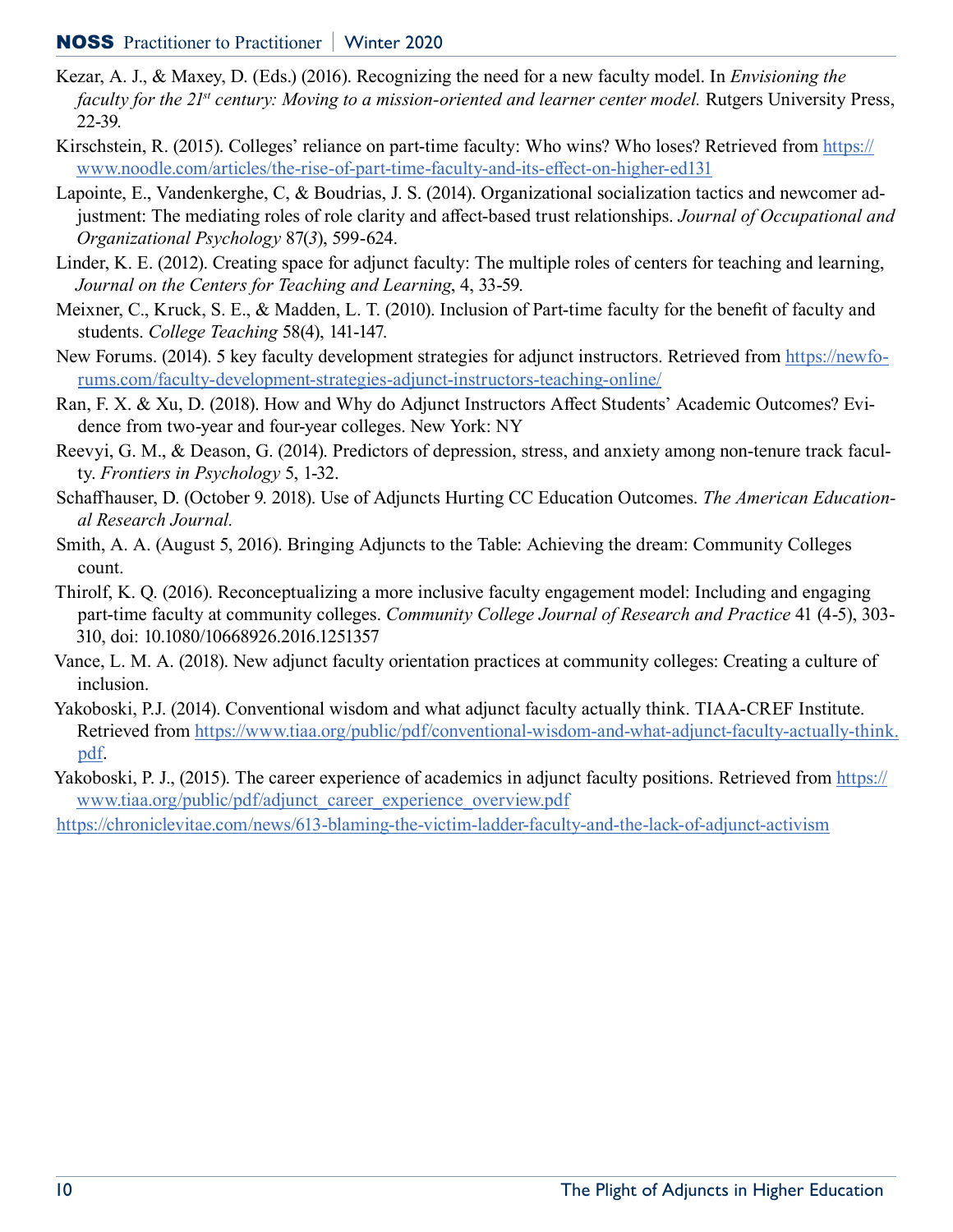Kezar, A. J., & Maxey, D. (Eds.) (2016). Recognizing the need for a new faculty model. In *Envisioning the faculty for the 21st century: Moving to a mission-oriented and learner center model.* Rutgers University Press, 22-39.

Kirschstein, R. (2015). Colleges' reliance on part-time faculty: Who wins? Who loses? Retrieved from https://www.noodle.com/articles/the-rise-of-part-time-faculty-and-its-effect-on-higher-ed131

Lapointe, E., Vandenkerghe, C, & Boudrias, J. S. (2014). Organizational socialization tactics and newcomer adjustment: The mediating roles of role clarity and affect-based trust relationships. *Journal of Occupational and Organizational Psychology* 87(*3*), 599-624.

Linder, K. E. (2012). Creating space for adjunct faculty: The multiple roles of centers for teaching and learning, *Journal on the Centers for Teaching and Learning*, 4, 33-59.

Meixner, C., Kruck, S. E., & Madden, L. T. (2010). Inclusion of Part-time faculty for the benefit of faculty and students. *College Teaching* 58(4), 141-147.

New Forums. (2014). 5 key faculty development strategies for adjunct instructors. Retrieved from https://newforums.com/faculty-development-strategies-adjunct-instructors-teaching-online/

Ran, F. X. & Xu, D. (2018). How and Why do Adjunct Instructors Affect Students' Academic Outcomes? Evidence from two-year and four-year colleges. New York: NY

Reevyi, G. M., & Deason, G. (2014). Predictors of depression, stress, and anxiety among non-tenure track faculty. *Frontiers in Psychology* 5, 1-32.

Schaffhauser, D. (October 9. 2018). Use of Adjuncts Hurting CC Education Outcomes. *The American Educational Research Journal.*

Smith, A. A. (August 5, 2016). Bringing Adjuncts to the Table: Achieving the dream: Community Colleges count.

Thirolf, K. Q. (2016). Reconceptualizing a more inclusive faculty engagement model: Including and engaging part-time faculty at community colleges. *Community College Journal of Research and Practice* 41 (4-5), 303-310, doi: 10.1080/10668926.2016.1251357

Vance, L. M. A. (2018). New adjunct faculty orientation practices at community colleges: Creating a culture of inclusion.

Yakoboski, P.J. (2014). Conventional wisdom and what adjunct faculty actually think. TIAA-CREF Institute. Retrieved from https://www.tiaa.org/public/pdf/conventional-wisdom-and-what-adjunct-faculty-actually-think.pdf.

Yakoboski, P. J., (2015). The career experience of academics in adjunct faculty positions. Retrieved from https://www.tiaa.org/public/pdf/adjunct_career_experience_overview.pdf

https://chroniclevitae.com/news/613-blaming-the-victim-ladder-faculty-and-the-lack-of-adjunct-activism